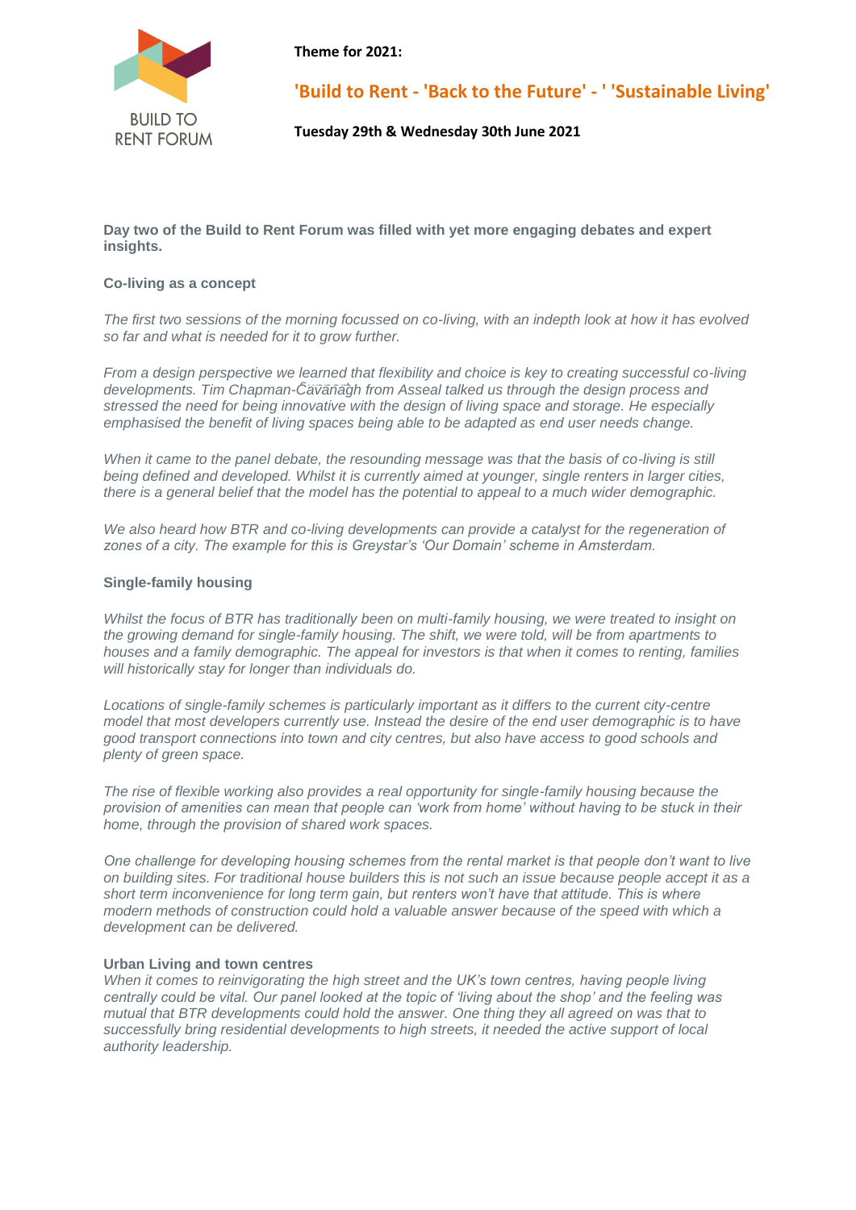BUILD TO RENT FORUM

**Theme for 2021:**

## 'Build to Rent - 'Back to the Future' - ' 'Sustainable Living'

**Tuesday 29th & Wednesday 30th June 2021**

**Day two of the Build to Rent Forum was filled with yet more engaging debates and expert insights.**

### Co-living as a concept

*The first two sessions of the morning focussed on co-living, with an indepth look at how it has evolved so far and what is needed for it to grow further.*

*From a design perspective we learned that flexibility and choice is key to creating successful co-living developments. Tim Chapman-Ĉăvănăğh from Asseal talked us through the design process and stressed the need for being innovative with the design of living space and storage. He especially emphasised the benefit of living spaces being able to be adapted as end user needs change.*

*When it came to the panel debate, the resounding message was that the basis of co-living is still being defined and developed. Whilst it is currently aimed at younger, single renters in larger cities, there is a general belief that the model has the potential to appeal to a much wider demographic.*

*We also heard how BTR and co-living developments can provide a catalyst for the regeneration of zones of a city. The example for this is Greystar's 'Our Domain' scheme in Amsterdam.*

### Single-family housing

*Whilst the focus of BTR has traditionally been on multi-family housing, we were treated to insight on the growing demand for single-family housing. The shift, we were told, will be from apartments to houses and a family demographic. The appeal for investors is that when it comes to renting, families will historically stay for longer than individuals do.*

*Locations of single-family schemes is particularly important as it differs to the current city-centre model that most developers currently use. Instead the desire of the end user demographic is to have good transport connections into town and city centres, but also have access to good schools and plenty of green space.*

*The rise of flexible working also provides a real opportunity for single-family housing because the provision of amenities can mean that people can 'work from home' without having to be stuck in their home, through the provision of shared work spaces.*

*One challenge for developing housing schemes from the rental market is that people don't want to live on building sites. For traditional house builders this is not such an issue because people accept it as a short term inconvenience for long term gain, but renters won't have that attitude. This is where modern methods of construction could hold a valuable answer because of the speed with which a development can be delivered.*

### Urban Living and town centres

*When it comes to reinvigorating the high street and the UK's town centres, having people living centrally could be vital. Our panel looked at the topic of 'living about the shop' and the feeling was mutual that BTR developments could hold the answer. One thing they all agreed on was that to successfully bring residential developments to high streets, it needed the active support of local authority leadership.*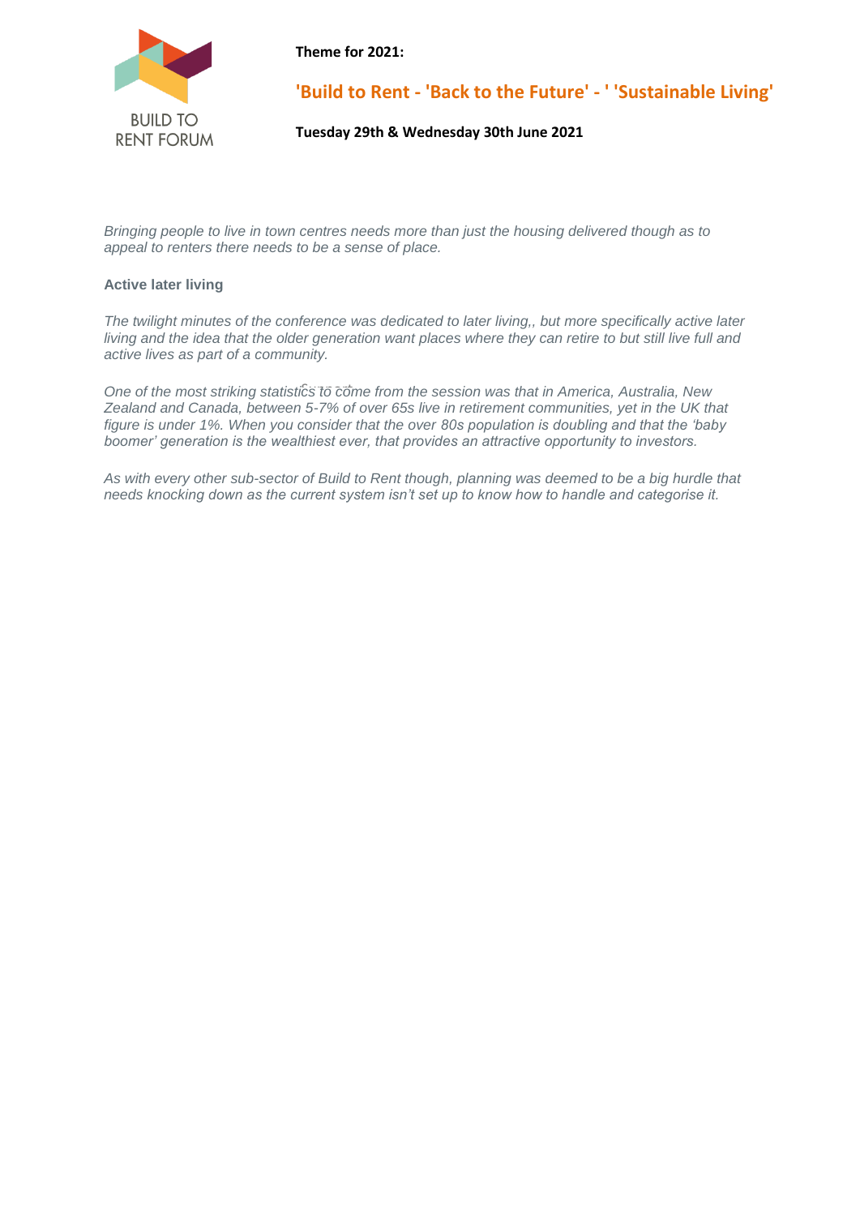Theme for 2021:

'Build to Rent - 'Back to the Future' - ' 'Sustainable Living'

Tuesday 29th & Wednesday 30th June 2021

*Bringing people to live in town centres needs more than just the housing delivered though as to appeal to renters there needs to be a sense of place.*

**Active later living**

*The twilight minutes of the conference was dedicated to later living,, but more specifically active later living and the idea that the older generation want places where they can retire to but still live full and active lives as part of a community.*

*One of the most striking statistics to come from the session was that in America, Australia, New Zealand and Canada, between 5-7% of over 65s live in retirement communities, yet in the UK that figure is under 1%. When you consider that the over 80s population is doubling and that the 'baby boomer' generation is the wealthiest ever, that provides an attractive opportunity to investors.*

*As with every other sub-sector of Build to Rent though, planning was deemed to be a big hurdle that needs knocking down as the current system isn't set up to know how to handle and categorise it.*